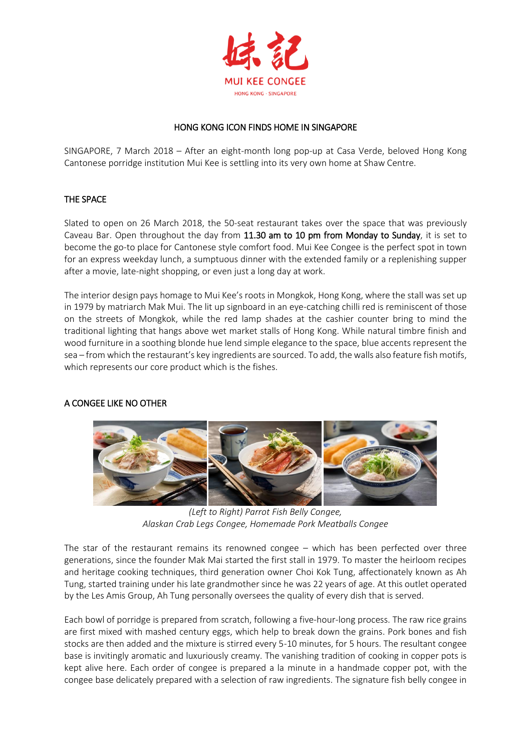妹記

MUI KEE CONGEE

HONG KONG · SINGAPORE

# HONG KONG ICON FINDS HOME IN SINGAPORE

SINGAPORE, 7 March 2018 – After an eight-month long pop-up at Casa Verde, beloved Hong Kong Cantonese porridge institution Mui Kee is settling into its very own home at Shaw Centre.

## THE SPACE

Slated to open on 26 March 2018, the 50-seat restaurant takes over the space that was previously Caveau Bar. Open throughout the day from 11.30 am to 10 pm from Monday to Sunday, it is set to become the go-to place for Cantonese style comfort food. Mui Kee Congee is the perfect spot in town for an express weekday lunch, a sumptuous dinner with the extended family or a replenishing supper after a movie, late-night shopping, or even just a long day at work.

The interior design pays homage to Mui Kee's roots in Mongkok, Hong Kong, where the stall was set up in 1979 by matriarch Mak Mui. The lit up signboard in an eye-catching chilli red is reminiscent of those on the streets of Mongkok, while the red lamp shades at the cashier counter bring to mind the traditional lighting that hangs above wet market stalls of Hong Kong. While natural timbre finish and wood furniture in a soothing blonde hue lend simple elegance to the space, blue accents represent the sea – from which the restaurant's key ingredients are sourced. To add, the walls also feature fish motifs, which represents our core product which is the fishes.

## A CONGEE LIKE NO OTHER

*(Left to Right) Parrot Fish Belly Congee, Alaskan Crab Legs Congee, Homemade Pork Meatballs Congee*

The star of the restaurant remains its renowned congee – which has been perfected over three generations, since the founder Mak Mai started the first stall in 1979. To master the heirloom recipes and heritage cooking techniques, third generation owner Choi Kok Tung, affectionately known as Ah Tung, started training under his late grandmother since he was 22 years of age. At this outlet operated by the Les Amis Group, Ah Tung personally oversees the quality of every dish that is served.

Each bowl of porridge is prepared from scratch, following a five-hour-long process. The raw rice grains are first mixed with mashed century eggs, which help to break down the grains. Pork bones and fish stocks are then added and the mixture is stirred every 5-10 minutes, for 5 hours. The resultant congee base is invitingly aromatic and luxuriously creamy. The vanishing tradition of cooking in copper pots is kept alive here. Each order of congee is prepared a la minute in a handmade copper pot, with the congee base delicately prepared with a selection of raw ingredients. The signature fish belly congee in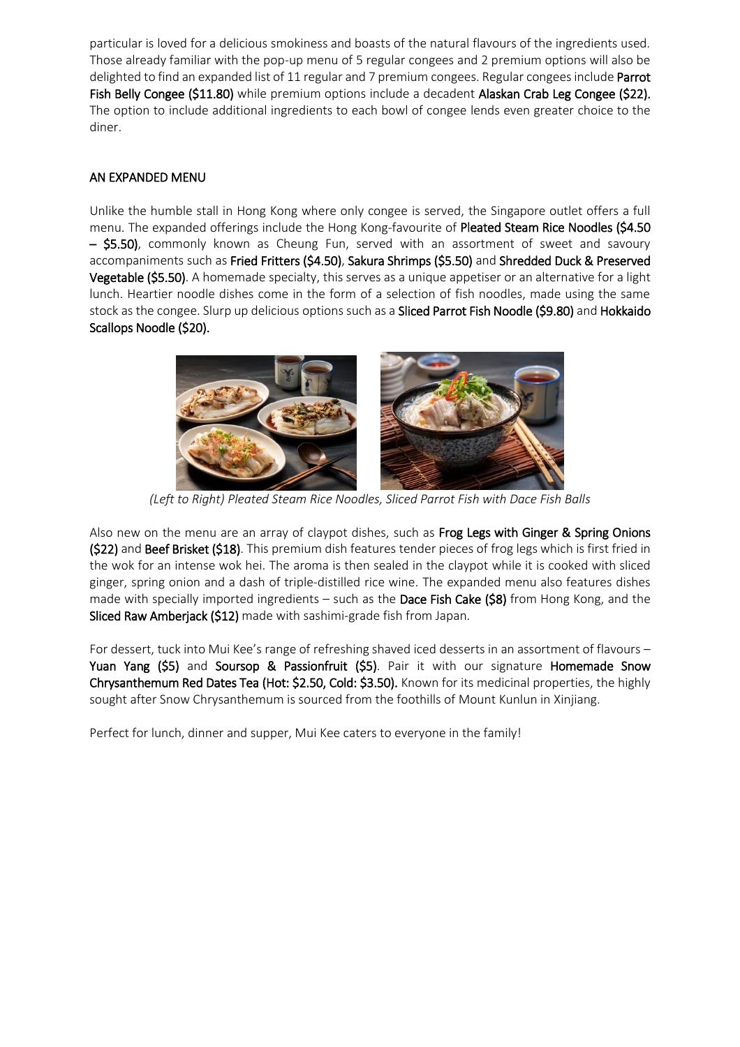particular is loved for a delicious smokiness and boasts of the natural flavours of the ingredients used. Those already familiar with the pop-up menu of 5 regular congees and 2 premium options will also be delighted to find an expanded list of 11 regular and 7 premium congees. Regular congees include **Parrot Fish Belly Congee ($11.80)** while premium options include a decadent **Alaskan Crab Leg Congee ($22).** The option to include additional ingredients to each bowl of congee lends even greater choice to the diner.

## AN EXPANDED MENU

Unlike the humble stall in Hong Kong where only congee is served, the Singapore outlet offers a full menu. The expanded offerings include the Hong Kong-favourite of **Pleated Steam Rice Noodles ($4.50 – $5.50)**, commonly known as Cheung Fun, served with an assortment of sweet and savoury accompaniments such as **Fried Fritters ($4.50)**, **Sakura Shrimps ($5.50)** and **Shredded Duck & Preserved Vegetable ($5.50)**. A homemade specialty, this serves as a unique appetiser or an alternative for a light lunch. Heartier noodle dishes come in the form of a selection of fish noodles, made using the same stock as the congee. Slurp up delicious options such as a **Sliced Parrot Fish Noodle ($9.80)** and **Hokkaido Scallops Noodle ($20).**

*(Left to Right) Pleated Steam Rice Noodles, Sliced Parrot Fish with Dace Fish Balls*

Also new on the menu are an array of claypot dishes, such as **Frog Legs with Ginger & Spring Onions ($22)** and **Beef Brisket ($18)**. This premium dish features tender pieces of frog legs which is first fried in the wok for an intense wok hei. The aroma is then sealed in the claypot while it is cooked with sliced ginger, spring onion and a dash of triple-distilled rice wine. The expanded menu also features dishes made with specially imported ingredients – such as the **Dace Fish Cake ($8)** from Hong Kong, and the **Sliced Raw Amberjack ($12)** made with sashimi-grade fish from Japan.

For dessert, tuck into Mui Kee's range of refreshing shaved iced desserts in an assortment of flavours – **Yuan Yang ($5)** and **Soursop & Passionfruit ($5)**. Pair it with our signature **Homemade Snow Chrysanthemum Red Dates Tea (Hot: $2.50, Cold: $3.50).** Known for its medicinal properties, the highly sought after Snow Chrysanthemum is sourced from the foothills of Mount Kunlun in Xinjiang.

Perfect for lunch, dinner and supper, Mui Kee caters to everyone in the family!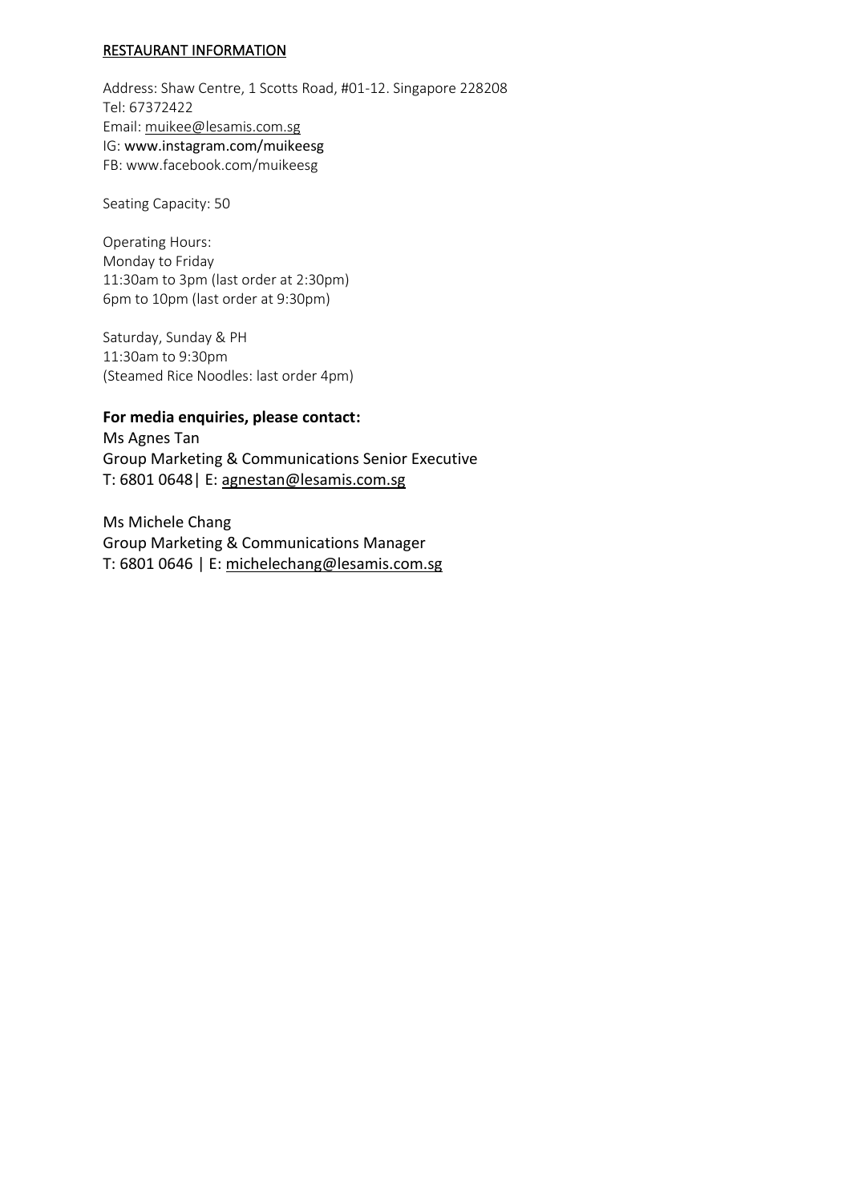RESTAURANT INFORMATION

Address: Shaw Centre, 1 Scotts Road, #01-12. Singapore 228208
Tel: 67372422
Email: muikee@lesamis.com.sg
IG: www.instagram.com/muikeesg
FB: www.facebook.com/muikeesg

Seating Capacity: 50

Operating Hours:
Monday to Friday
11:30am to 3pm (last order at 2:30pm)
6pm to 10pm (last order at 9:30pm)

Saturday, Sunday & PH
11:30am to 9:30pm
(Steamed Rice Noodles: last order 4pm)

**For media enquiries, please contact:**
Ms Agnes Tan
Group Marketing & Communications Senior Executive
T: 6801 0648| E: agnestan@lesamis.com.sg

Ms Michele Chang
Group Marketing & Communications Manager
T: 6801 0646 | E: michelechang@lesamis.com.sg